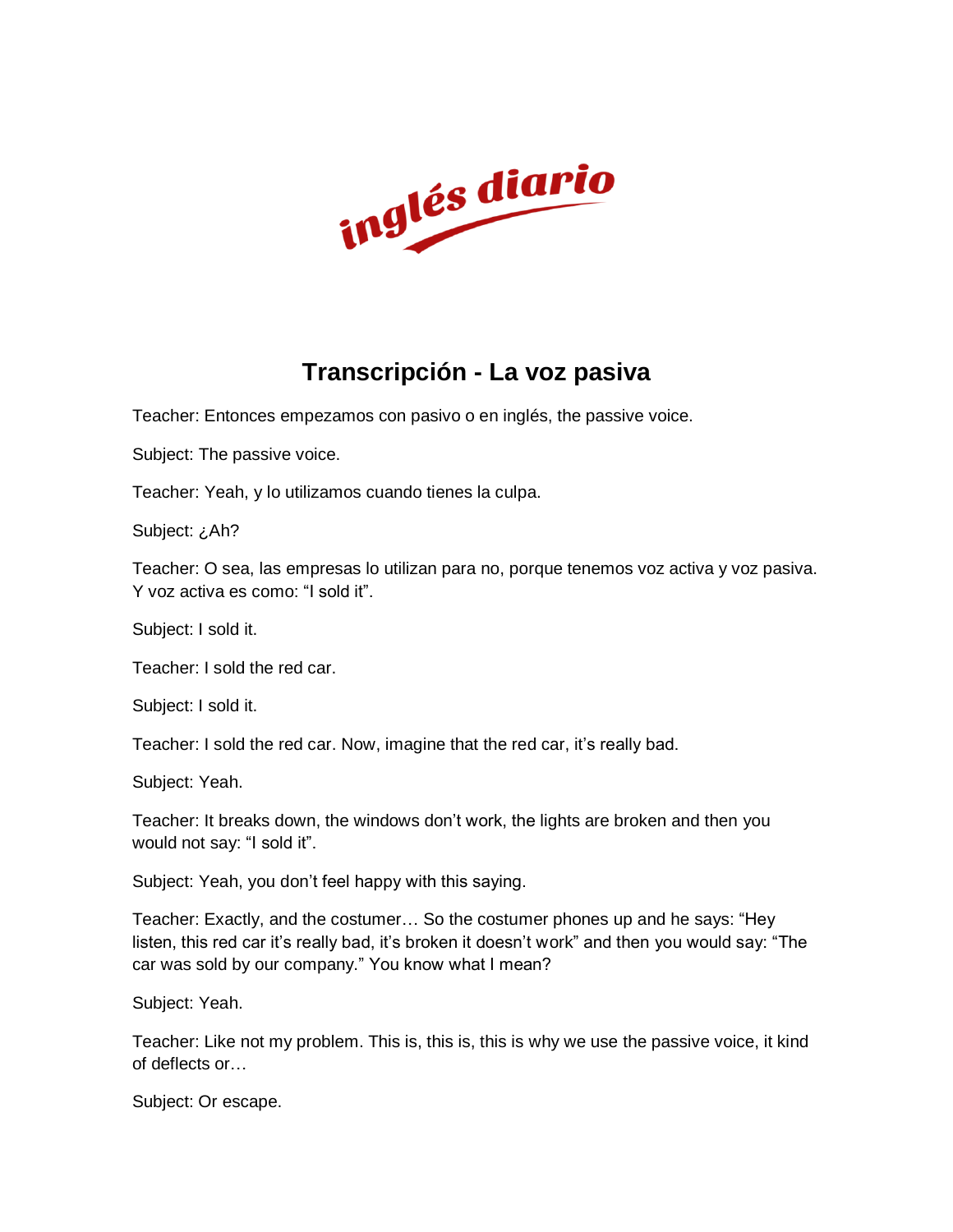inglés diario

# Transcripción - La voz pasiva

Teacher: Entonces empezamos con pasivo o en inglés, the passive voice.

Subject: The passive voice.

Teacher: Yeah, y lo utilizamos cuando tienes la culpa.

Subject: ¿Ah?

Teacher: O sea, las empresas lo utilizan para no, porque tenemos voz activa y voz pasiva. Y voz activa es como: "I sold it".

Subject: I sold it.

Teacher: I sold the red car.

Subject: I sold it.

Teacher: I sold the red car. Now, imagine that the red car, it's really bad.

Subject: Yeah.

Teacher: It breaks down, the windows don't work, the lights are broken and then you would not say: "I sold it".

Subject: Yeah, you don't feel happy with this saying.

Teacher: Exactly, and the costumer… So the costumer phones up and he says: "Hey listen, this red car it's really bad, it's broken it doesn't work" and then you would say: "The car was sold by our company." You know what I mean?

Subject: Yeah.

Teacher: Like not my problem. This is, this is, this is why we use the passive voice, it kind of deflects or…

Subject: Or escape.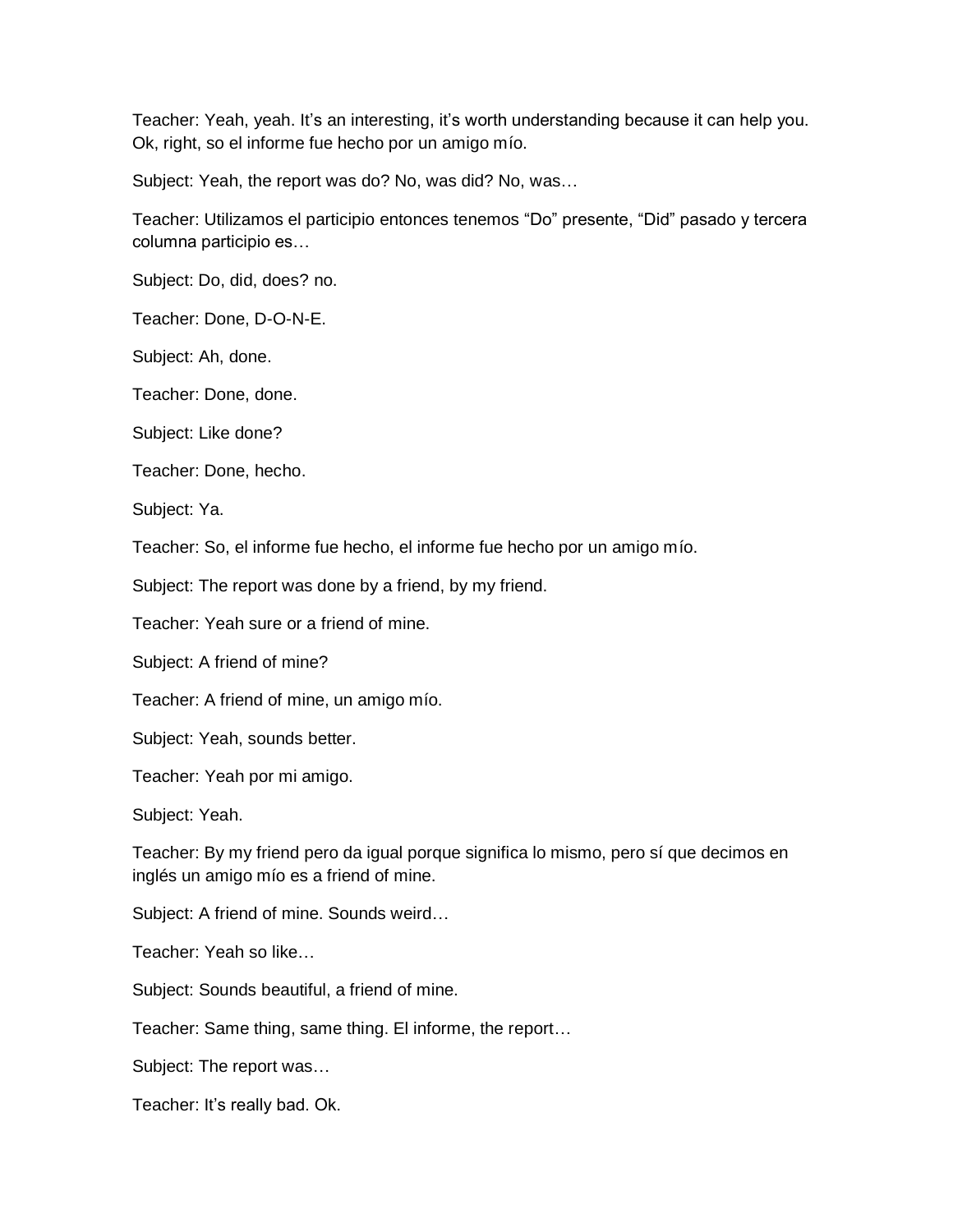Teacher: Yeah, yeah. It's an interesting, it's worth understanding because it can help you. Ok, right, so el informe fue hecho por un amigo mío.

Subject: Yeah, the report was do? No, was did? No, was…

Teacher: Utilizamos el participio entonces tenemos "Do" presente, "Did" pasado y tercera columna participio es…

Subject: Do, did, does? no.

Teacher: Done, D-O-N-E.

Subject: Ah, done.

Teacher: Done, done.

Subject: Like done?

Teacher: Done, hecho.

Subject: Ya.

Teacher: So, el informe fue hecho, el informe fue hecho por un amigo mío.

Subject: The report was done by a friend, by my friend.

Teacher: Yeah sure or a friend of mine.

Subject: A friend of mine?

Teacher: A friend of mine, un amigo mío.

Subject: Yeah, sounds better.

Teacher: Yeah por mi amigo.

Subject: Yeah.

Teacher: By my friend pero da igual porque significa lo mismo, pero sí que decimos en inglés un amigo mío es a friend of mine.

Subject: A friend of mine. Sounds weird…

Teacher: Yeah so like…

Subject: Sounds beautiful, a friend of mine.

Teacher: Same thing, same thing. El informe, the report…

Subject: The report was…

Teacher: It's really bad. Ok.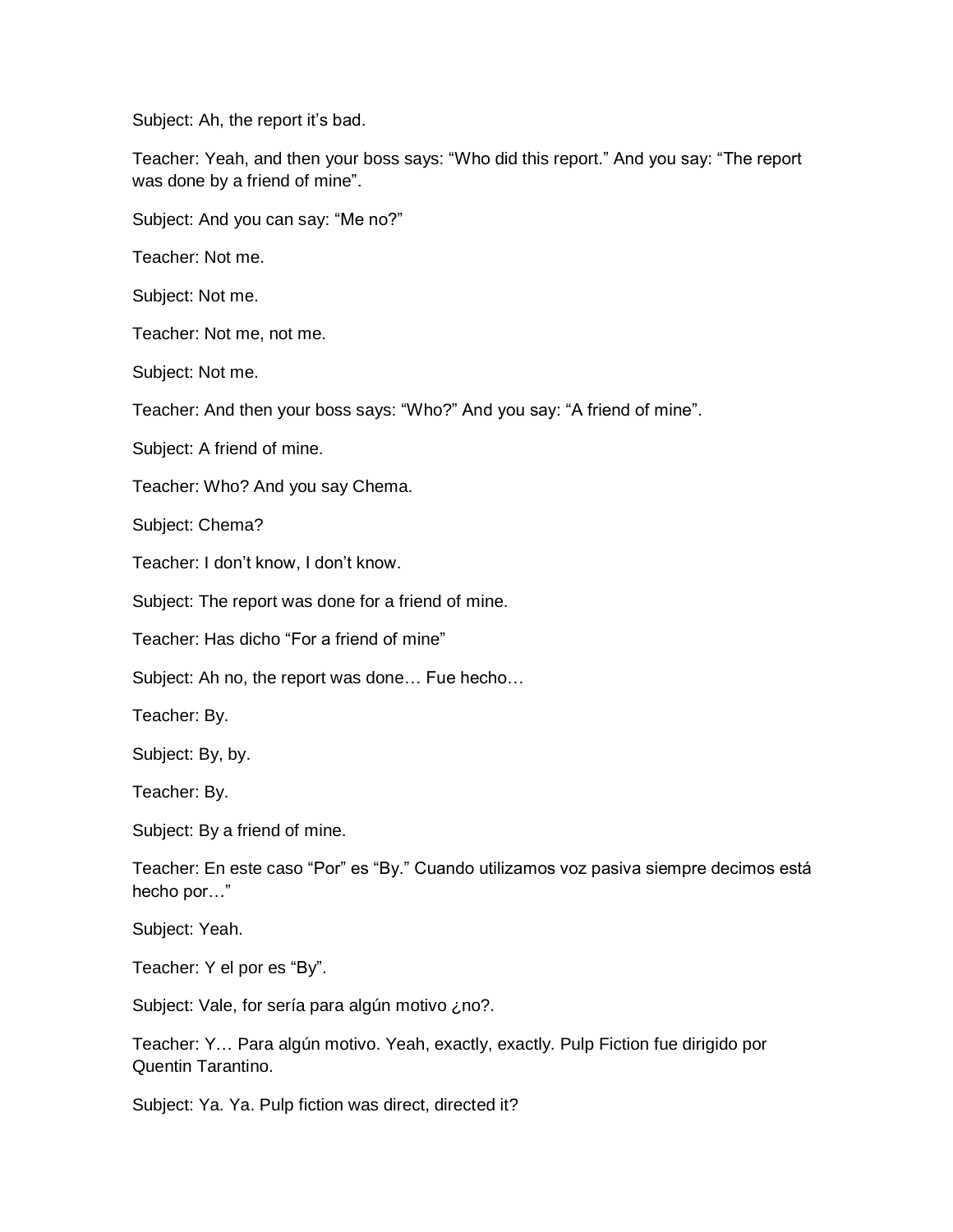Subject: Ah, the report it’s bad.

Teacher: Yeah, and then your boss says: “Who did this report.” And you say: “The report was done by a friend of mine”.

Subject: And you can say: “Me no?”

Teacher: Not me.

Subject: Not me.

Teacher: Not me, not me.

Subject: Not me.

Teacher: And then your boss says: “Who?” And you say: “A friend of mine”.

Subject: A friend of mine.

Teacher: Who? And you say Chema.

Subject: Chema?

Teacher: I don’t know, I don’t know.

Subject: The report was done for a friend of mine.

Teacher: Has dicho “For a friend of mine”

Subject: Ah no, the report was done… Fue hecho…

Teacher: By.

Subject: By, by.

Teacher: By.

Subject: By a friend of mine.

Teacher: En este caso “Por” es “By.” Cuando utilizamos voz pasiva siempre decimos está hecho por…”

Subject: Yeah.

Teacher: Y el por es “By”.

Subject: Vale, for sería para algún motivo ¿no?.

Teacher: Y… Para algún motivo. Yeah, exactly, exactly. Pulp Fiction fue dirigido por Quentin Tarantino.

Subject: Ya. Ya. Pulp fiction was direct, directed it?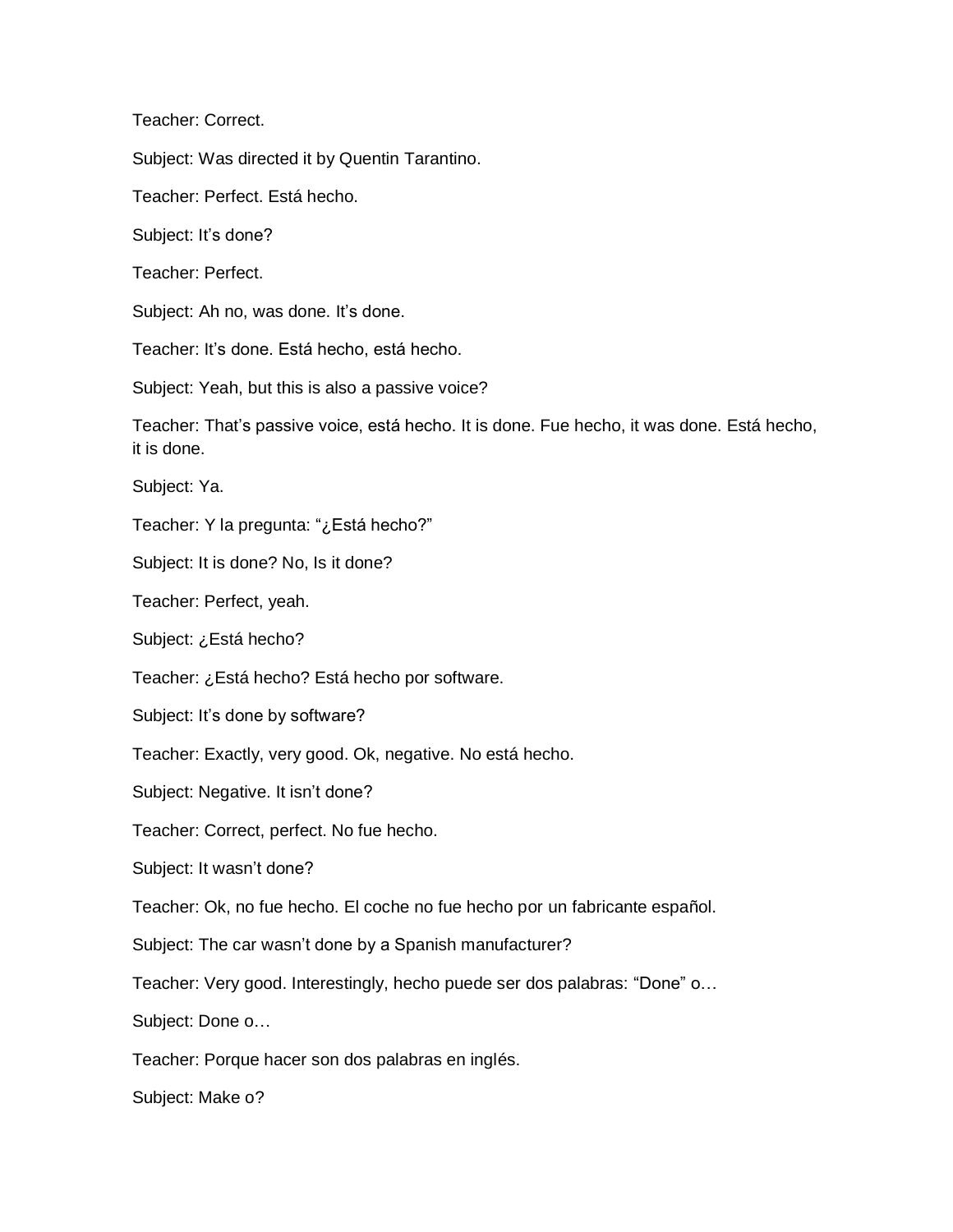Teacher: Correct.

Subject: Was directed it by Quentin Tarantino.

Teacher: Perfect. Está hecho.

Subject: It's done?

Teacher: Perfect.

Subject: Ah no, was done. It's done.

Teacher: It's done. Está hecho, está hecho.

Subject: Yeah, but this is also a passive voice?

Teacher: That's passive voice, está hecho. It is done. Fue hecho, it was done. Está hecho, it is done.

Subject: Ya.

Teacher: Y la pregunta: "¿Está hecho?"

Subject: It is done? No, Is it done?

Teacher: Perfect, yeah.

Subject: ¿Está hecho?

Teacher: ¿Está hecho? Está hecho por software.

Subject: It's done by software?

Teacher: Exactly, very good. Ok, negative. No está hecho.

Subject: Negative. It isn't done?

Teacher: Correct, perfect. No fue hecho.

Subject: It wasn't done?

Teacher: Ok, no fue hecho. El coche no fue hecho por un fabricante español.

Subject: The car wasn't done by a Spanish manufacturer?

Teacher: Very good. Interestingly, hecho puede ser dos palabras: "Done" o…

Subject: Done o…

Teacher: Porque hacer son dos palabras en inglés.

Subject: Make o?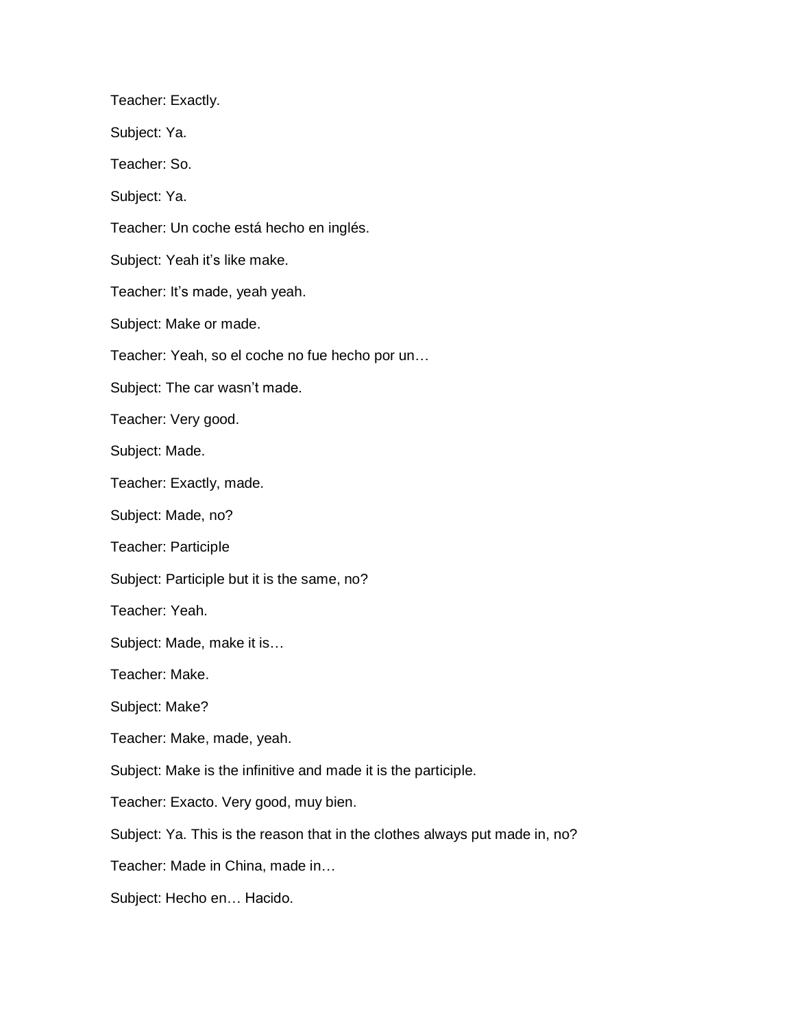Teacher: Exactly.

Subject: Ya.

Teacher: So.

Subject: Ya.

Teacher: Un coche está hecho en inglés.

Subject: Yeah it's like make.

Teacher: It's made, yeah yeah.

Subject: Make or made.

Teacher: Yeah, so el coche no fue hecho por un…

Subject: The car wasn't made.

Teacher: Very good.

Subject: Made.

Teacher: Exactly, made.

Subject: Made, no?

Teacher: Participle

Subject: Participle but it is the same, no?

Teacher: Yeah.

Subject: Made, make it is…

Teacher: Make.

Subject: Make?

Teacher: Make, made, yeah.

Subject: Make is the infinitive and made it is the participle.

Teacher: Exacto. Very good, muy bien.

Subject: Ya. This is the reason that in the clothes always put made in, no?

Teacher: Made in China, made in…

Subject: Hecho en… Hacido.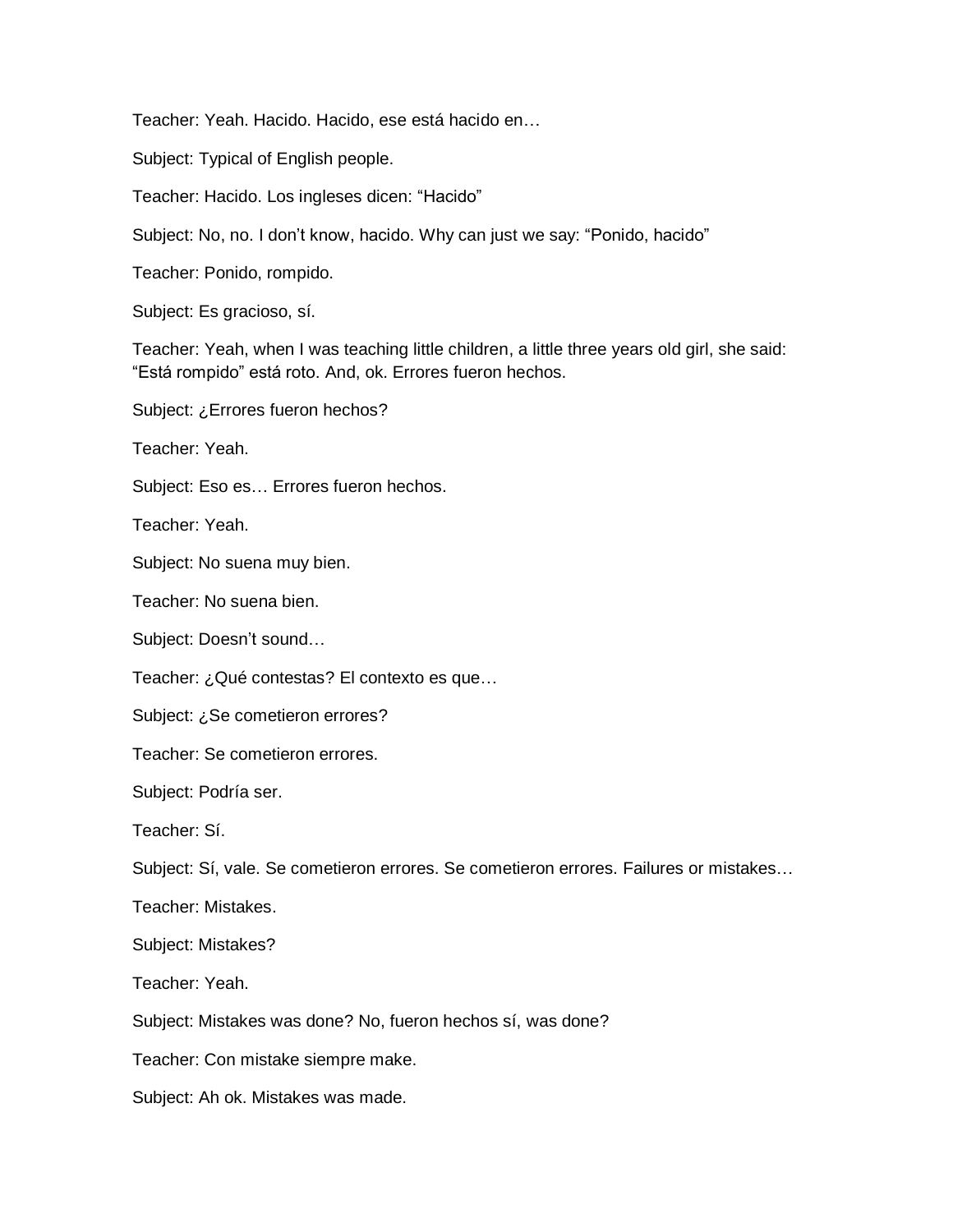Teacher: Yeah. Hacido. Hacido, ese está hacido en…

Subject: Typical of English people.

Teacher: Hacido. Los ingleses dicen: "Hacido"

Subject: No, no. I don't know, hacido. Why can just we say: "Ponido, hacido"

Teacher: Ponido, rompido.

Subject: Es gracioso, sí.

Teacher: Yeah, when I was teaching little children, a little three years old girl, she said: "Está rompido" está roto. And, ok. Errores fueron hechos.

Subject: ¿Errores fueron hechos?

Teacher: Yeah.

Subject: Eso es… Errores fueron hechos.

Teacher: Yeah.

Subject: No suena muy bien.

Teacher: No suena bien.

Subject: Doesn't sound…

Teacher: ¿Qué contestas? El contexto es que…

Subject: ¿Se cometieron errores?

Teacher: Se cometieron errores.

Subject: Podría ser.

Teacher: Sí.

Subject: Sí, vale. Se cometieron errores. Se cometieron errores. Failures or mistakes…

Teacher: Mistakes.

Subject: Mistakes?

Teacher: Yeah.

Subject: Mistakes was done? No, fueron hechos sí, was done?

Teacher: Con mistake siempre make.

Subject: Ah ok. Mistakes was made.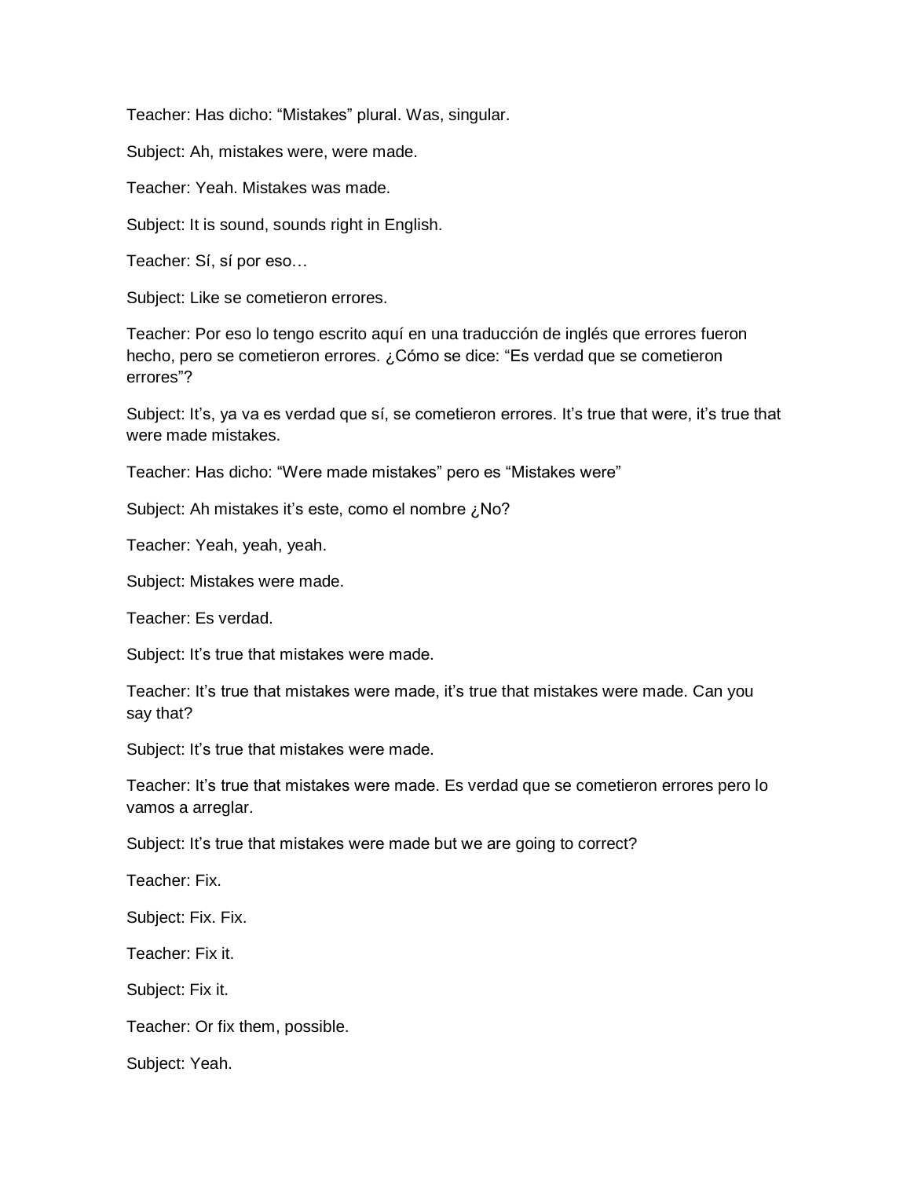Teacher: Has dicho: "Mistakes" plural. Was, singular.

Subject: Ah, mistakes were, were made.

Teacher: Yeah. Mistakes was made.

Subject: It is sound, sounds right in English.

Teacher: Sí, sí por eso…

Subject: Like se cometieron errores.

Teacher: Por eso lo tengo escrito aquí en una traducción de inglés que errores fueron hecho, pero se cometieron errores. ¿Cómo se dice: "Es verdad que se cometieron errores"?

Subject: It's, ya va es verdad que sí, se cometieron errores. It's true that were, it's true that were made mistakes.

Teacher: Has dicho: "Were made mistakes" pero es "Mistakes were"

Subject: Ah mistakes it's este, como el nombre ¿No?

Teacher: Yeah, yeah, yeah.

Subject: Mistakes were made.

Teacher: Es verdad.

Subject: It's true that mistakes were made.

Teacher: It's true that mistakes were made, it's true that mistakes were made. Can you say that?

Subject: It's true that mistakes were made.

Teacher: It's true that mistakes were made. Es verdad que se cometieron errores pero lo vamos a arreglar.

Subject: It's true that mistakes were made but we are going to correct?

Teacher: Fix.

Subject: Fix. Fix.

Teacher: Fix it.

Subject: Fix it.

Teacher: Or fix them, possible.

Subject: Yeah.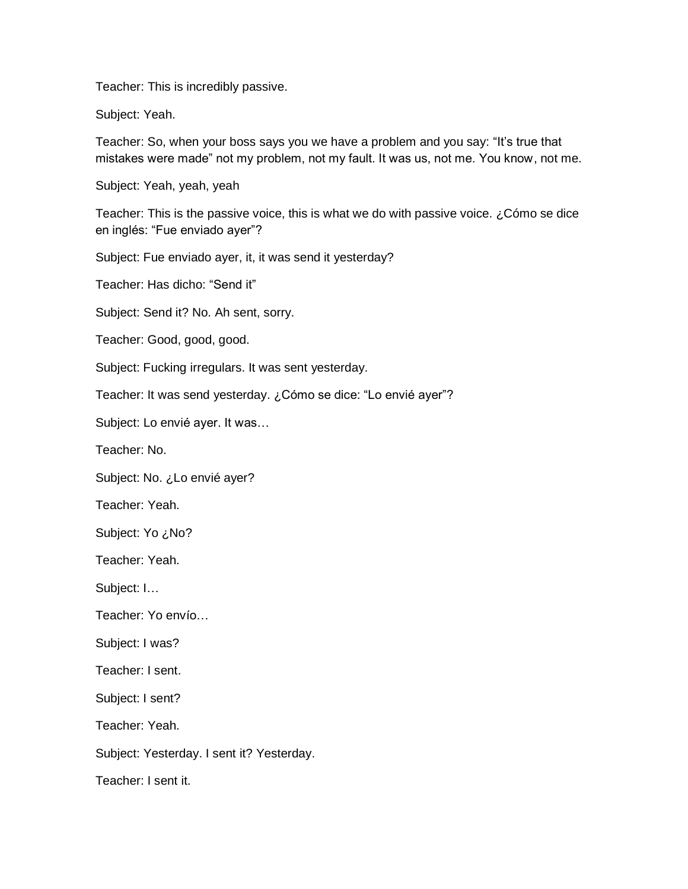Teacher: This is incredibly passive.

Subject: Yeah.

Teacher: So, when your boss says you we have a problem and you say: “It’s true that mistakes were made” not my problem, not my fault. It was us, not me. You know, not me.

Subject: Yeah, yeah, yeah

Teacher: This is the passive voice, this is what we do with passive voice. ¿Cómo se dice en inglés: “Fue enviado ayer”?

Subject: Fue enviado ayer, it, it was send it yesterday?

Teacher: Has dicho: “Send it”

Subject: Send it? No. Ah sent, sorry.

Teacher: Good, good, good.

Subject: Fucking irregulars. It was sent yesterday.

Teacher: It was send yesterday. ¿Cómo se dice: “Lo envié ayer”?

Subject: Lo envié ayer. It was…

Teacher: No.

Subject: No. ¿Lo envié ayer?

Teacher: Yeah.

Subject: Yo ¿No?

Teacher: Yeah.

Subject: I…

Teacher: Yo envío…

Subject: I was?

Teacher: I sent.

Subject: I sent?

Teacher: Yeah.

Subject: Yesterday. I sent it? Yesterday.

Teacher: I sent it.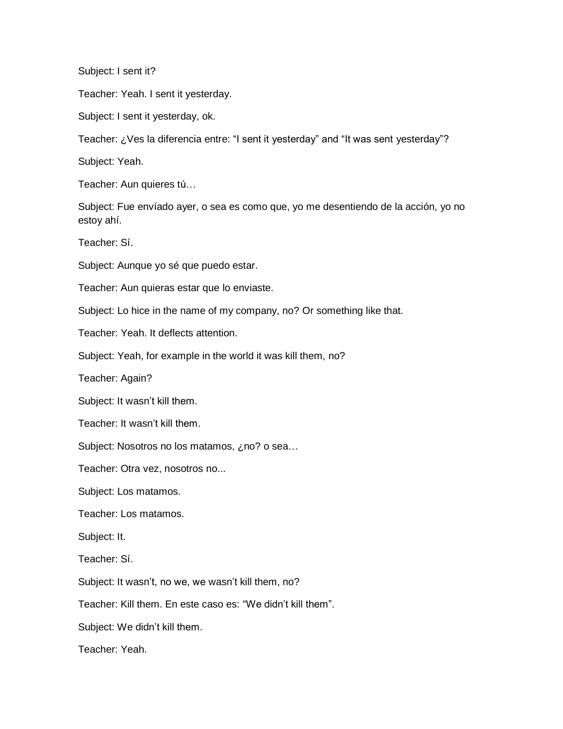Subject: I sent it?

Teacher: Yeah. I sent it yesterday.

Subject: I sent it yesterday, ok.

Teacher: ¿Ves la diferencia entre: “I sent it yesterday” and “It was sent yesterday”?

Subject: Yeah.

Teacher: Aun quieres tú…

Subject: Fue envíado ayer, o sea es como que, yo me desentiendo de la acción, yo no estoy ahí.

Teacher: Sí.

Subject: Aunque yo sé que puedo estar.

Teacher: Aun quieras estar que lo enviaste.

Subject: Lo hice in the name of my company, no? Or something like that.

Teacher: Yeah. It deflects attention.

Subject: Yeah, for example in the world it was kill them, no?

Teacher: Again?

Subject: It wasn’t kill them.

Teacher: It wasn’t kill them.

Subject: Nosotros no los matamos, ¿no? o sea…

Teacher: Otra vez, nosotros no...

Subject: Los matamos.

Teacher: Los matamos.

Subject: It.

Teacher: Sí.

Subject: It wasn’t, no we, we wasn’t kill them, no?

Teacher: Kill them. En este caso es: “We didn’t kill them”.

Subject: We didn’t kill them.

Teacher: Yeah.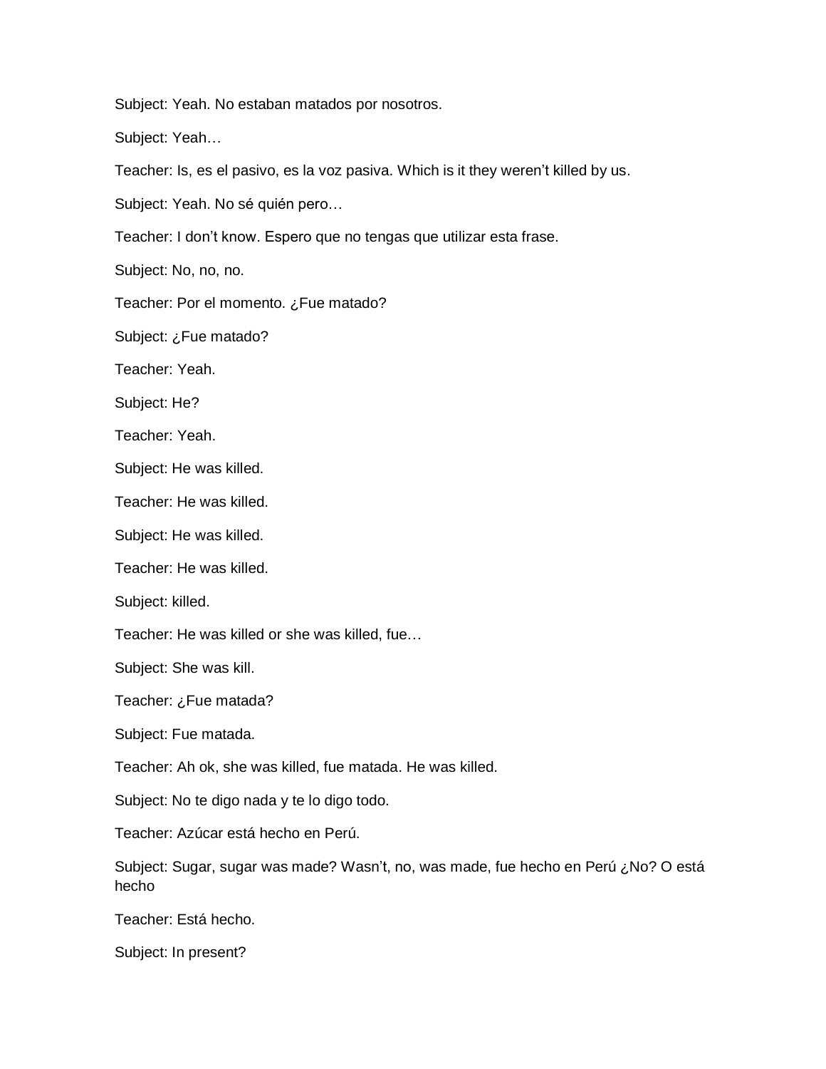Subject: Yeah. No estaban matados por nosotros.

Subject: Yeah…

Teacher: Is, es el pasivo, es la voz pasiva. Which is it they weren't killed by us.

Subject: Yeah. No sé quién pero…

Teacher: I don't know. Espero que no tengas que utilizar esta frase.

Subject: No, no, no.

Teacher: Por el momento. ¿Fue matado?

Subject: ¿Fue matado?

Teacher: Yeah.

Subject: He?

Teacher: Yeah.

Subject: He was killed.

Teacher: He was killed.

Subject: He was killed.

Teacher: He was killed.

Subject: killed.

Teacher: He was killed or she was killed, fue…

Subject: She was kill.

Teacher: ¿Fue matada?

Subject: Fue matada.

Teacher: Ah ok, she was killed, fue matada. He was killed.

Subject: No te digo nada y te lo digo todo.

Teacher: Azúcar está hecho en Perú.

Subject: Sugar, sugar was made? Wasn't, no, was made, fue hecho en Perú ¿No? O está hecho

Teacher: Está hecho.

Subject: In present?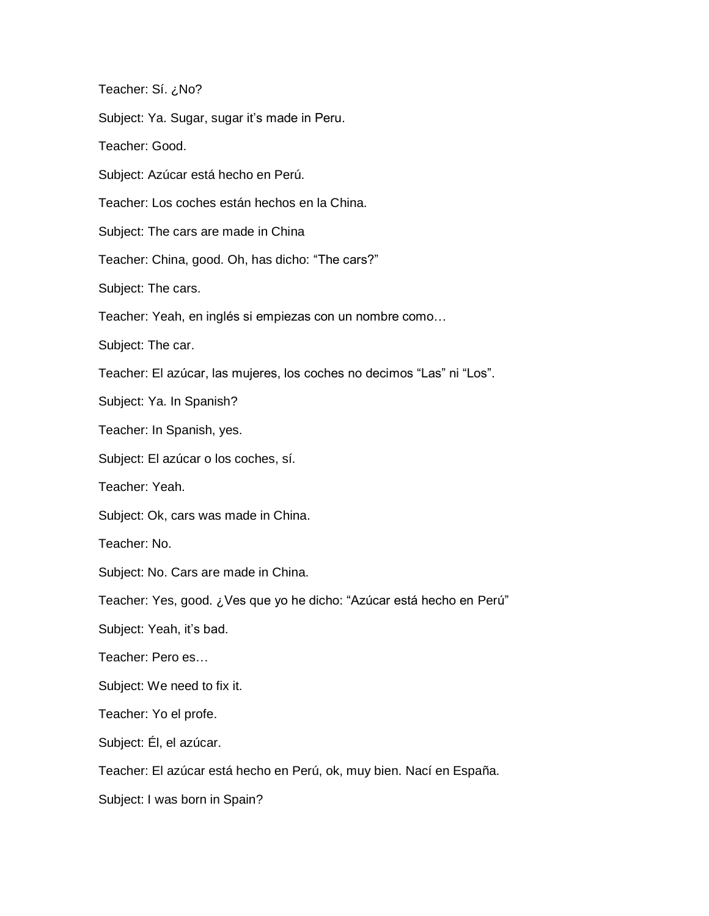Teacher: Sí. ¿No?

Subject: Ya. Sugar, sugar it's made in Peru.

Teacher: Good.

Subject: Azúcar está hecho en Perú.

Teacher: Los coches están hechos en la China.

Subject: The cars are made in China

Teacher: China, good. Oh, has dicho: "The cars?"

Subject: The cars.

Teacher: Yeah, en inglés si empiezas con un nombre como…

Subject: The car.

Teacher: El azúcar, las mujeres, los coches no decimos "Las" ni "Los".

Subject: Ya. In Spanish?

Teacher: In Spanish, yes.

Subject: El azúcar o los coches, sí.

Teacher: Yeah.

Subject: Ok, cars was made in China.

Teacher: No.

Subject: No. Cars are made in China.

Teacher: Yes, good. ¿Ves que yo he dicho: "Azúcar está hecho en Perú"

Subject: Yeah, it's bad.

Teacher: Pero es…

Subject: We need to fix it.

Teacher: Yo el profe.

Subject: Él, el azúcar.

Teacher: El azúcar está hecho en Perú, ok, muy bien. Nací en España.

Subject: I was born in Spain?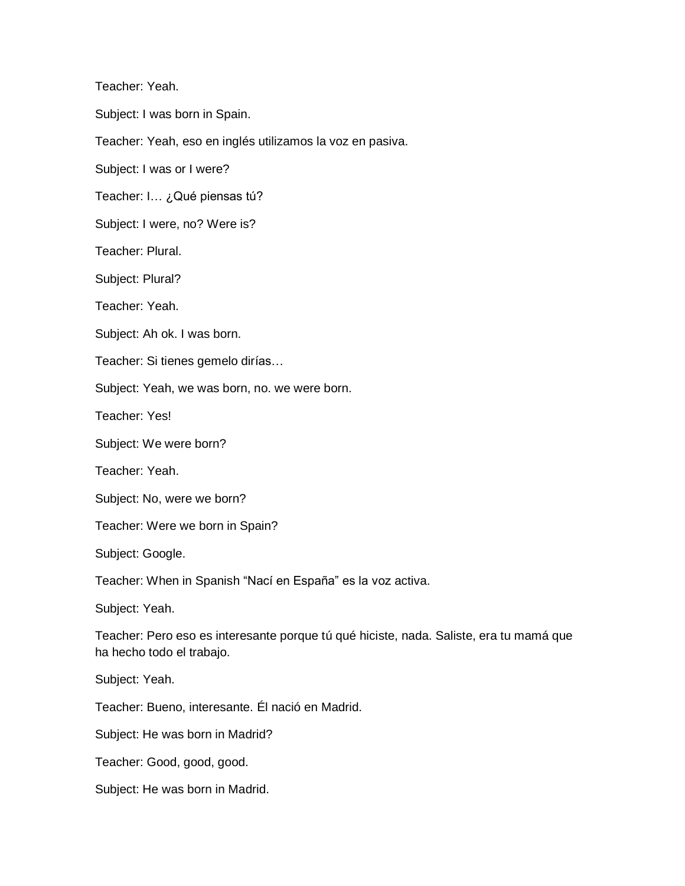Teacher: Yeah.

Subject: I was born in Spain.

Teacher: Yeah, eso en inglés utilizamos la voz en pasiva.

Subject: I was or I were?

Teacher: I… ¿Qué piensas tú?

Subject: I were, no? Were is?

Teacher: Plural.

Subject: Plural?

Teacher: Yeah.

Subject: Ah ok. I was born.

Teacher: Si tienes gemelo dirías…

Subject: Yeah, we was born, no. we were born.

Teacher: Yes!

Subject: We were born?

Teacher: Yeah.

Subject: No, were we born?

Teacher: Were we born in Spain?

Subject: Google.

Teacher: When in Spanish "Nací en España" es la voz activa.

Subject: Yeah.

Teacher: Pero eso es interesante porque tú qué hiciste, nada. Saliste, era tu mamá que ha hecho todo el trabajo.

Subject: Yeah.

Teacher: Bueno, interesante. Él nació en Madrid.

Subject: He was born in Madrid?

Teacher: Good, good, good.

Subject: He was born in Madrid.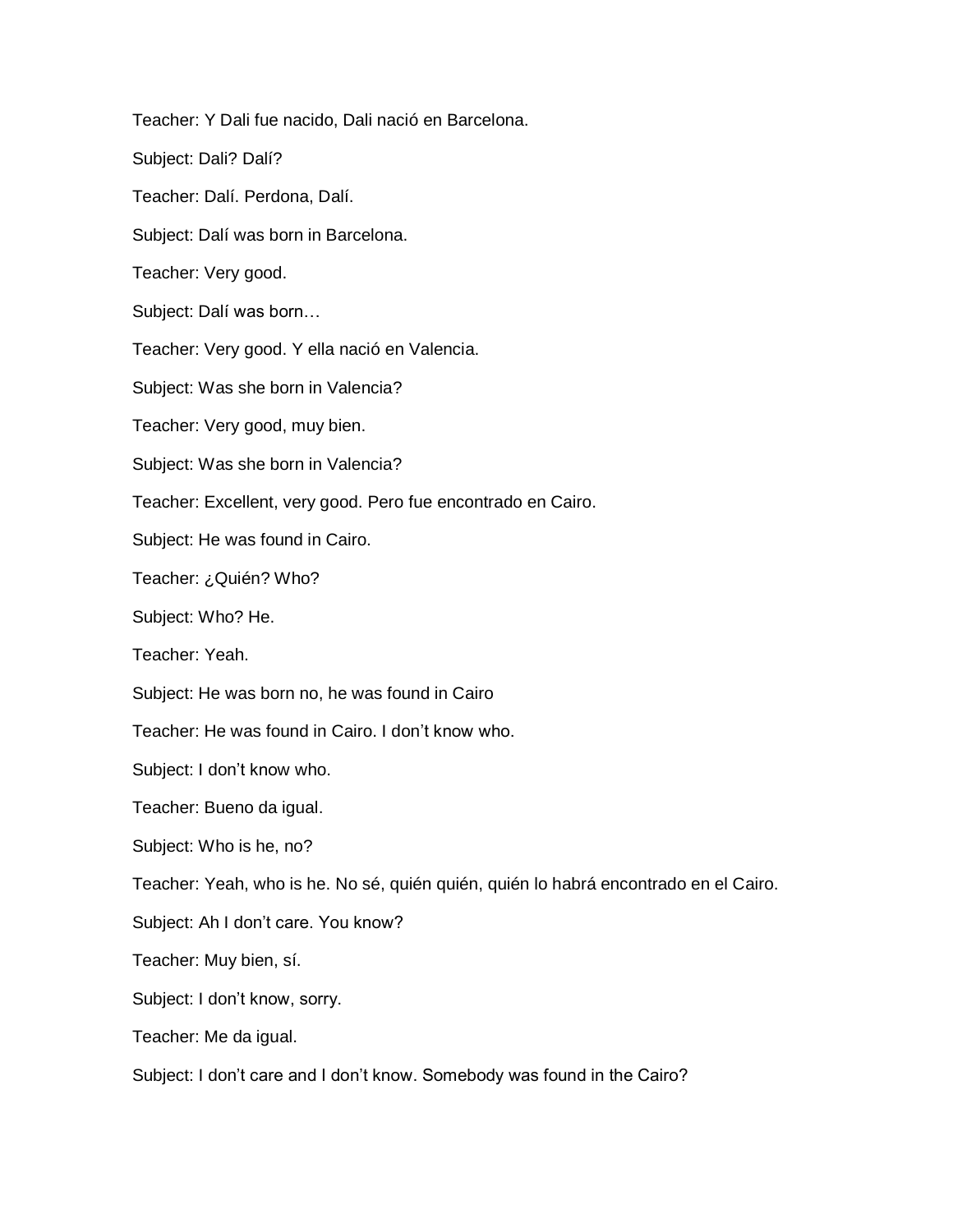Teacher: Y Dali fue nacido, Dali nació en Barcelona.

Subject: Dali? Dalí?

Teacher: Dalí. Perdona, Dalí.

Subject: Dalí was born in Barcelona.

Teacher: Very good.

Subject: Dalí was born…

Teacher: Very good. Y ella nació en Valencia.

Subject: Was she born in Valencia?

Teacher: Very good, muy bien.

Subject: Was she born in Valencia?

Teacher: Excellent, very good. Pero fue encontrado en Cairo.

Subject: He was found in Cairo.

Teacher: ¿Quién? Who?

Subject: Who? He.

Teacher: Yeah.

Subject: He was born no, he was found in Cairo

Teacher: He was found in Cairo. I don't know who.

Subject: I don't know who.

Teacher: Bueno da igual.

Subject: Who is he, no?

Teacher: Yeah, who is he. No sé, quién quién, quién lo habrá encontrado en el Cairo.

Subject: Ah I don't care. You know?

Teacher: Muy bien, sí.

Subject: I don't know, sorry.

Teacher: Me da igual.

Subject: I don't care and I don't know. Somebody was found in the Cairo?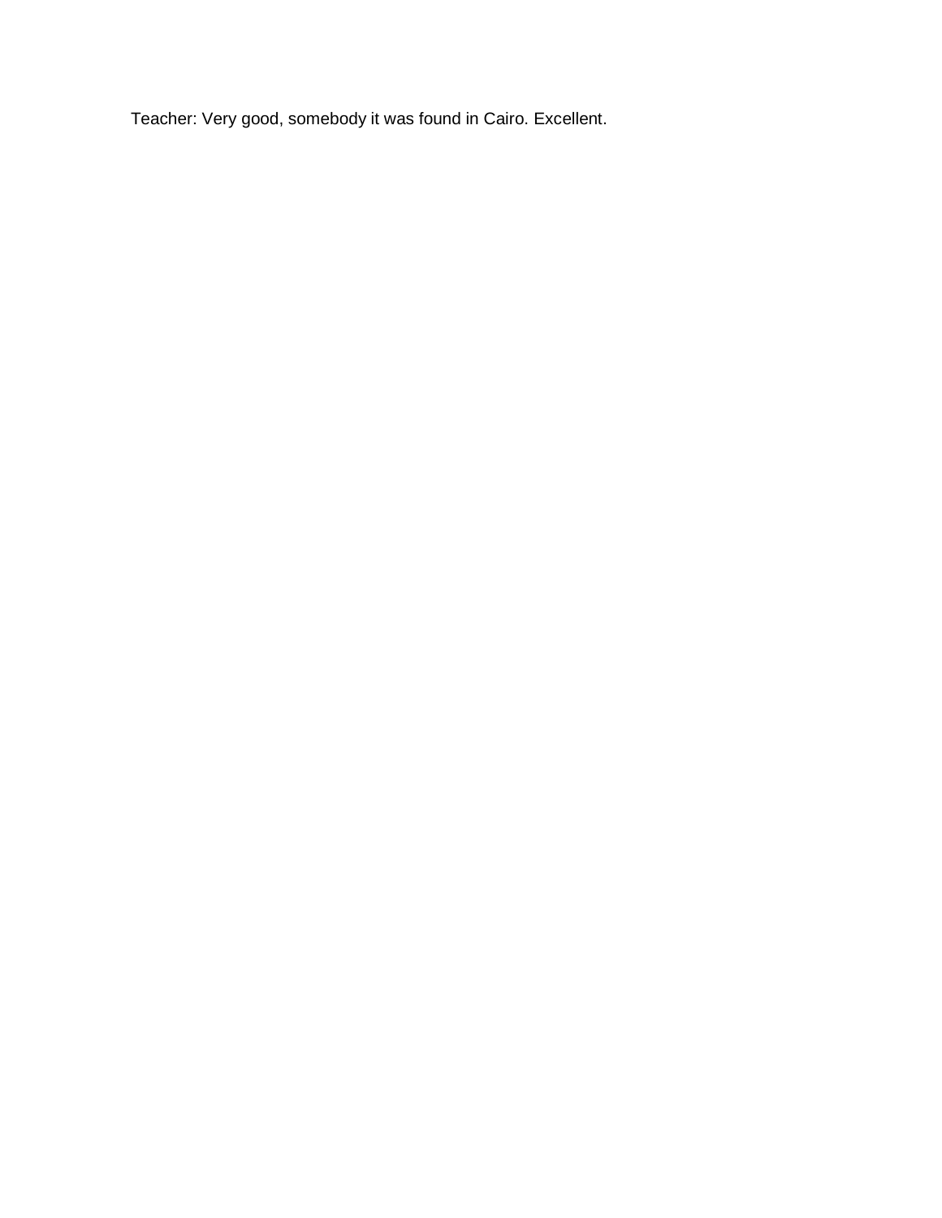Teacher: Very good, somebody it was found in Cairo. Excellent.